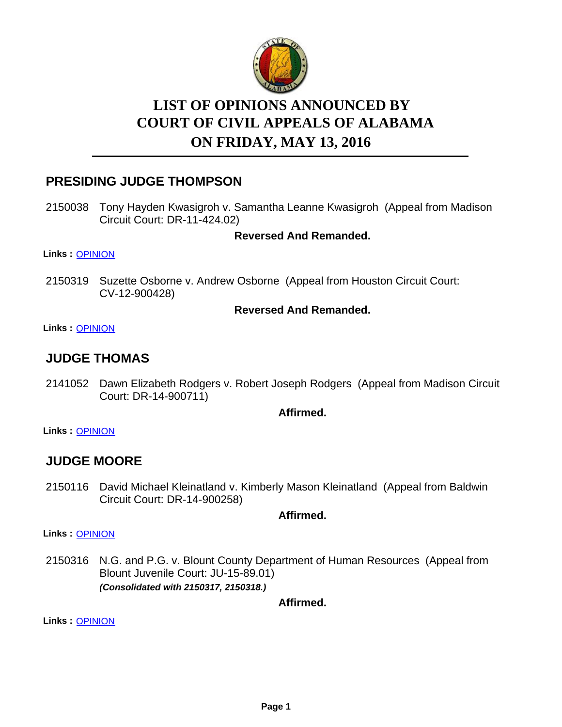# LIST OF OPINIONS ANNOUNCED BY COURT OF CIVIL APPEALS OF ALABAMA ON FRIDAY, MAY 13, 2016

## PRESIDING JUDGE THOMPSON

2150038 Tony Hayden Kwasigroh v. Samantha Leanne Kwasigroh (Appeal from Madison Circuit Court: DR-11-424.02)

**Reversed And Remanded.**

**Links :** OPINION

2150319 Suzette Osborne v. Andrew Osborne (Appeal from Houston Circuit Court: CV-12-900428)

**Reversed And Remanded.**

**Links :** OPINION

## JUDGE THOMAS

2141052 Dawn Elizabeth Rodgers v. Robert Joseph Rodgers (Appeal from Madison Circuit Court: DR-14-900711)

**Affirmed.**

**Links :** OPINION

## JUDGE MOORE

2150116 David Michael Kleinatland v. Kimberly Mason Kleinatland (Appeal from Baldwin Circuit Court: DR-14-900258)

**Affirmed.**

**Links :** OPINION

2150316 N.G. and P.G. v. Blount County Department of Human Resources (Appeal from Blount Juvenile Court: JU-15-89.01)
***(Consolidated with 2150317, 2150318.)***

**Affirmed.**

**Links :** OPINION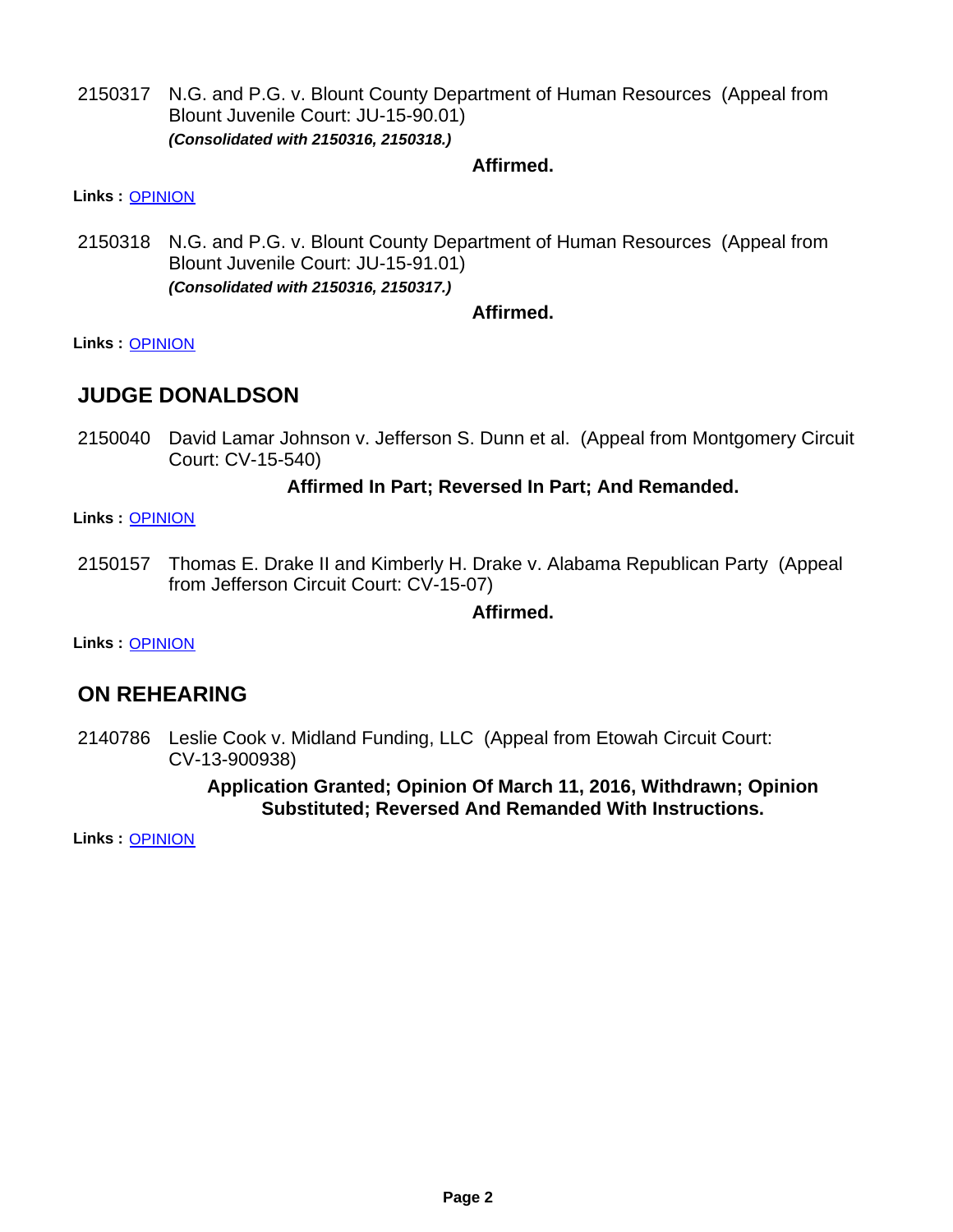2150317 N.G. and P.G. v. Blount County Department of Human Resources (Appeal from Blount Juvenile Court: JU-15-90.01)
***(Consolidated with 2150316, 2150318.)***

**Affirmed.**

**Links :** OPINION

2150318 N.G. and P.G. v. Blount County Department of Human Resources (Appeal from Blount Juvenile Court: JU-15-91.01)
***(Consolidated with 2150316, 2150317.)***

**Affirmed.**

**Links :** OPINION

## JUDGE DONALDSON

2150040 David Lamar Johnson v. Jefferson S. Dunn et al. (Appeal from Montgomery Circuit Court: CV-15-540)

**Affirmed In Part; Reversed In Part; And Remanded.**

**Links :** OPINION

2150157 Thomas E. Drake II and Kimberly H. Drake v. Alabama Republican Party (Appeal from Jefferson Circuit Court: CV-15-07)

**Affirmed.**

**Links :** OPINION

## ON REHEARING

2140786 Leslie Cook v. Midland Funding, LLC (Appeal from Etowah Circuit Court: CV-13-900938)

**Application Granted; Opinion Of March 11, 2016, Withdrawn; Opinion Substituted; Reversed And Remanded With Instructions.**

**Links :** OPINION